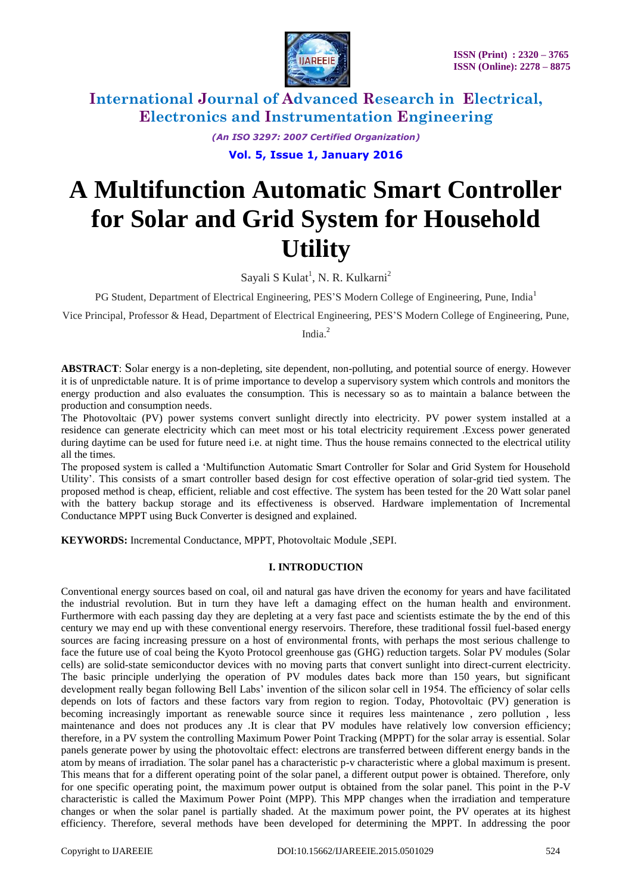# A Multifunction Automatic Smart Controller for Solar and Grid System for Household Utility

Sayali S Kulat[1], N. R. Kulkarni[2]

PG Student, Department of Electrical Engineering, PES'S Modern College of Engineering, Pune, India[1]

Vice Principal, Professor & Head, Department of Electrical Engineering, PES'S Modern College of Engineering, Pune, India.[2]

**ABSTRACT**: Solar energy is a non-depleting, site dependent, non-polluting, and potential source of energy. However it is of unpredictable nature. It is of prime importance to develop a supervisory system which controls and monitors the energy production and also evaluates the consumption. This is necessary so as to maintain a balance between the production and consumption needs.

The Photovoltaic (PV) power systems convert sunlight directly into electricity. PV power system installed at a residence can generate electricity which can meet most or his total electricity requirement .Excess power generated during daytime can be used for future need i.e. at night time. Thus the house remains connected to the electrical utility all the times.

The proposed system is called a 'Multifunction Automatic Smart Controller for Solar and Grid System for Household Utility'. This consists of a smart controller based design for cost effective operation of solar-grid tied system. The proposed method is cheap, efficient, reliable and cost effective. The system has been tested for the 20 Watt solar panel with the battery backup storage and its effectiveness is observed. Hardware implementation of Incremental Conductance MPPT using Buck Converter is designed and explained.

**KEYWORDS:** Incremental Conductance, MPPT, Photovoltaic Module ,SEPI.

## I. INTRODUCTION

Conventional energy sources based on coal, oil and natural gas have driven the economy for years and have facilitated the industrial revolution. But in turn they have left a damaging effect on the human health and environment. Furthermore with each passing day they are depleting at a very fast pace and scientists estimate the by the end of this century we may end up with these conventional energy reservoirs. Therefore, these traditional fossil fuel-based energy sources are facing increasing pressure on a host of environmental fronts, with perhaps the most serious challenge to face the future use of coal being the Kyoto Protocol greenhouse gas (GHG) reduction targets. Solar PV modules (Solar cells) are solid-state semiconductor devices with no moving parts that convert sunlight into direct-current electricity. The basic principle underlying the operation of PV modules dates back more than 150 years, but significant development really began following Bell Labs' invention of the silicon solar cell in 1954. The efficiency of solar cells depends on lots of factors and these factors vary from region to region. Today, Photovoltaic (PV) generation is becoming increasingly important as renewable source since it requires less maintenance , zero pollution , less maintenance and does not produces any .It is clear that PV modules have relatively low conversion efficiency; therefore, in a PV system the controlling Maximum Power Point Tracking (MPPT) for the solar array is essential. Solar panels generate power by using the photovoltaic effect: electrons are transferred between different energy bands in the atom by means of irradiation. The solar panel has a characteristic p-v characteristic where a global maximum is present. This means that for a different operating point of the solar panel, a different output power is obtained. Therefore, only for one specific operating point, the maximum power output is obtained from the solar panel. This point in the P-V characteristic is called the Maximum Power Point (MPP). This MPP changes when the irradiation and temperature changes or when the solar panel is partially shaded. At the maximum power point, the PV operates at its highest efficiency. Therefore, several methods have been developed for determining the MPPT. In addressing the poor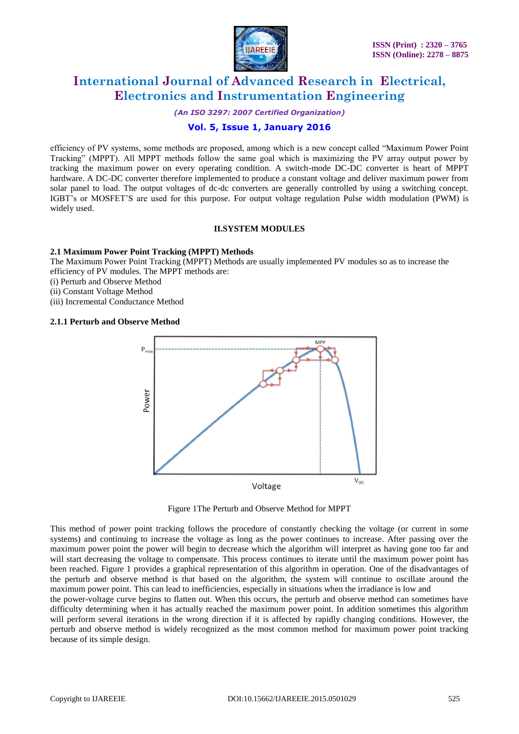efficiency of PV systems, some methods are proposed, among which is a new concept called "Maximum Power Point Tracking" (MPPT). All MPPT methods follow the same goal which is maximizing the PV array output power by tracking the maximum power on every operating condition. A switch-mode DC-DC converter is heart of MPPT hardware. A DC-DC converter therefore implemented to produce a constant voltage and deliver maximum power from solar panel to load. The output voltages of dc-dc converters are generally controlled by using a switching concept. IGBT's or MOSFET'S are used for this purpose. For output voltage regulation Pulse width modulation (PWM) is widely used.

## II.SYSTEM MODULES

### 2.1 Maximum Power Point Tracking (MPPT) Methods

The Maximum Power Point Tracking (MPPT) Methods are usually implemented PV modules so as to increase the efficiency of PV modules. The MPPT methods are:

(i) Perturb and Observe Method
(ii) Constant Voltage Method
(iii) Incremental Conductance Method

#### 2.1.1 Perturb and Observe Method

MPP

$P_{max}$

Power

Voltage

$V_{OC}$

Figure 1The Perturb and Observe Method for MPPT

This method of power point tracking follows the procedure of constantly checking the voltage (or current in some systems) and continuing to increase the voltage as long as the power continues to increase. After passing over the maximum power point the power will begin to decrease which the algorithm will interpret as having gone too far and will start decreasing the voltage to compensate. This process continues to iterate until the maximum power point has been reached. Figure 1 provides a graphical representation of this algorithm in operation. One of the disadvantages of the perturb and observe method is that based on the algorithm, the system will continue to oscillate around the maximum power point. This can lead to inefficiencies, especially in situations when the irradiance is low and the power-voltage curve begins to flatten out. When this occurs, the perturb and observe method can sometimes have difficulty determining when it has actually reached the maximum power point. In addition sometimes this algorithm will perform several iterations in the wrong direction if it is affected by rapidly changing conditions. However, the perturb and observe method is widely recognized as the most common method for maximum power point tracking because of its simple design.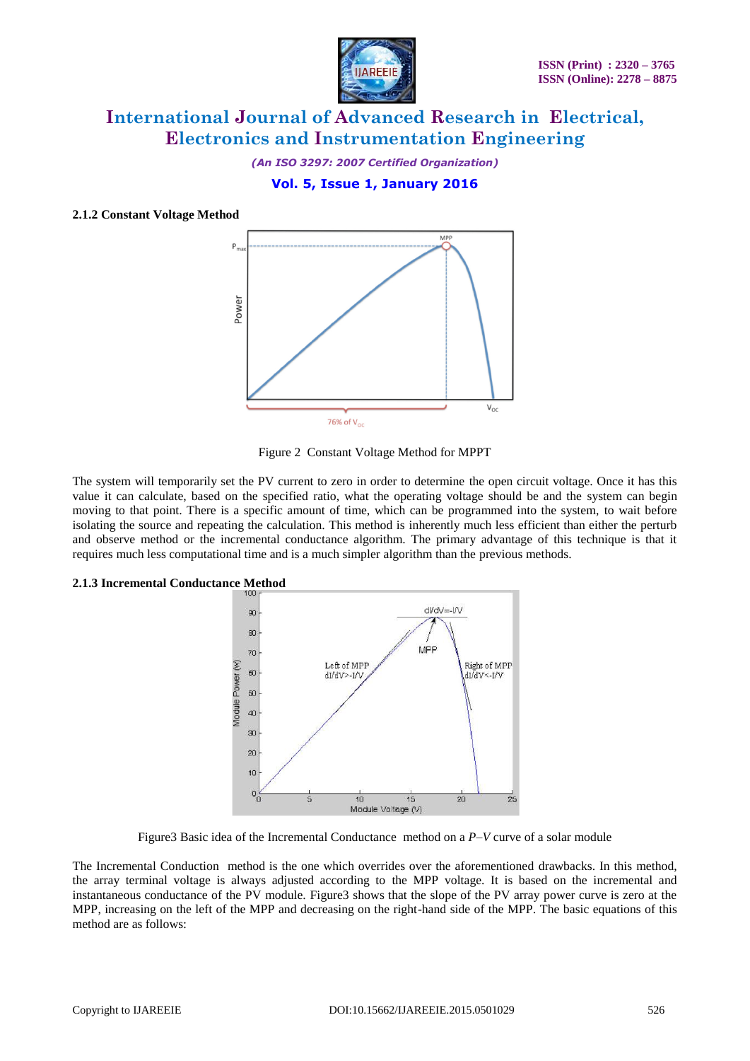### 2.1.2 Constant Voltage Method

P$_{max}$

MPP

Power

V$_{oc}$

76% of V$_{oc}$

Figure 2 Constant Voltage Method for MPPT

The system will temporarily set the PV current to zero in order to determine the open circuit voltage. Once it has this value it can calculate, based on the specified ratio, what the operating voltage should be and the system can begin moving to that point. There is a specific amount of time, which can be programmed into the system, to wait before isolating the source and repeating the calculation. This method is inherently much less efficient than either the perturb and observe method or the incremental conductance algorithm. The primary advantage of this technique is that it requires much less computational time and is a much simpler algorithm than the previous methods.

### 2.1.3 Incremental Conductance Method

100
90
80
70
60
50
40
30
20
10
0

0 5 10 15 20 25

Module Power (W)

Module Voltage (V)

dI/dV=-I/V

MPP

Left of MPP
dI/dV>-I/V

Right of MPP
dI/dV<-I/V

Figure3 Basic idea of the Incremental Conductance method on a *P–V* curve of a solar module

The Incremental Conduction method is the one which overrides over the aforementioned drawbacks. In this method, the array terminal voltage is always adjusted according to the MPP voltage. It is based on the incremental and instantaneous conductance of the PV module. Figure3 shows that the slope of the PV array power curve is zero at the MPP, increasing on the left of the MPP and decreasing on the right-hand side of the MPP. The basic equations of this method are as follows: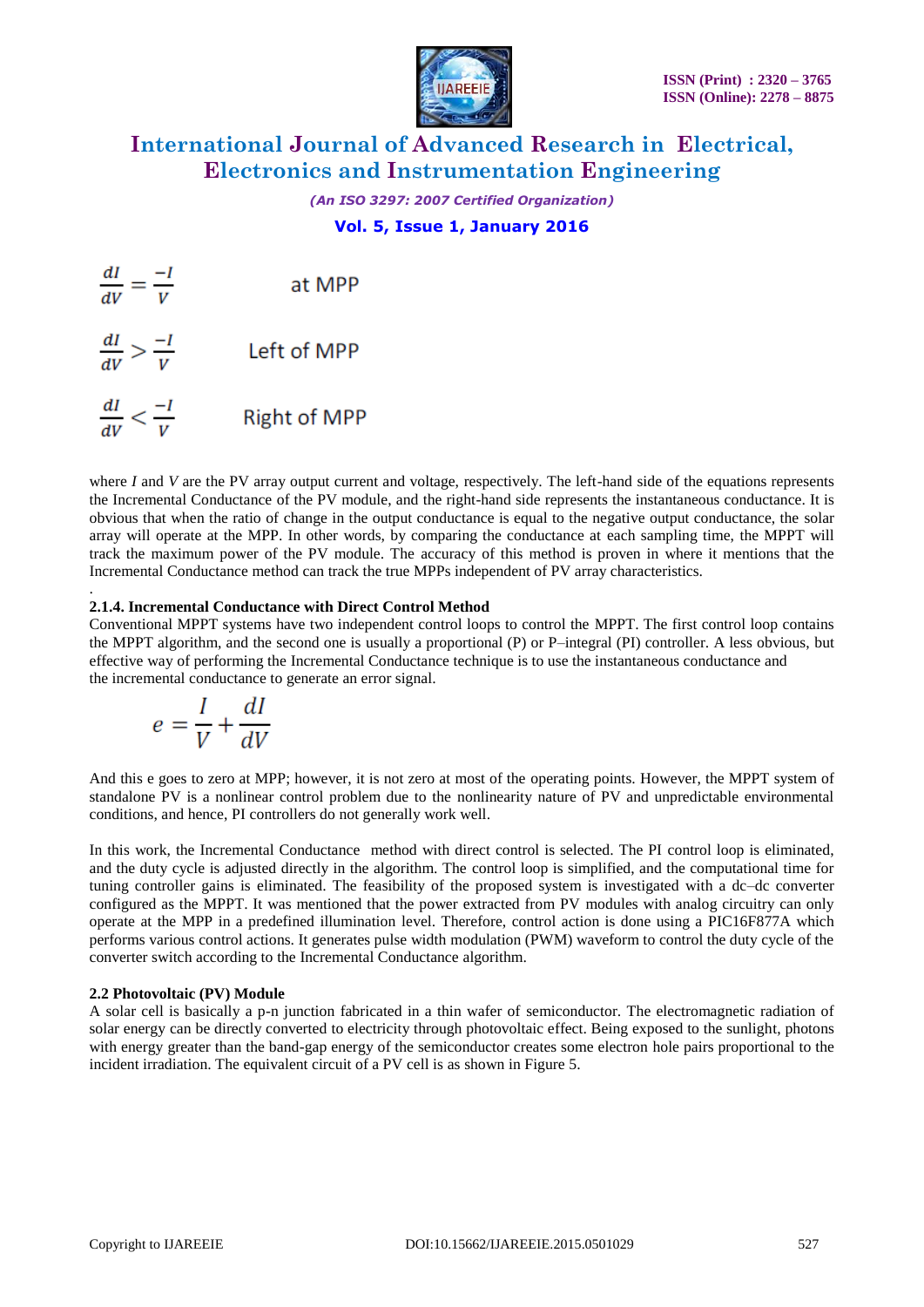$$\frac{dI}{dV} = \frac{-I}{V} \qquad \text{at MPP}$$

$$\frac{dI}{dV} > \frac{-I}{V} \qquad \text{Left of MPP}$$

$$\frac{dI}{dV} < \frac{-I}{V} \qquad \text{Right of MPP}$$

where $I$ and $V$ are the PV array output current and voltage, respectively. The left-hand side of the equations represents the Incremental Conductance of the PV module, and the right-hand side represents the instantaneous conductance. It is obvious that when the ratio of change in the output conductance is equal to the negative output conductance, the solar array will operate at the MPP. In other words, by comparing the conductance at each sampling time, the MPPT will track the maximum power of the PV module. The accuracy of this method is proven in where it mentions that the Incremental Conductance method can track the true MPPs independent of PV array characteristics.

.

### 2.1.4. Incremental Conductance with Direct Control Method

Conventional MPPT systems have two independent control loops to control the MPPT. The first control loop contains the MPPT algorithm, and the second one is usually a proportional (P) or P–integral (PI) controller. A less obvious, but effective way of performing the Incremental Conductance technique is to use the instantaneous conductance and the incremental conductance to generate an error signal.

$$e = \frac{I}{V} + \frac{dI}{dV}$$

And this e goes to zero at MPP; however, it is not zero at most of the operating points. However, the MPPT system of standalone PV is a nonlinear control problem due to the nonlinearity nature of PV and unpredictable environmental conditions, and hence, PI controllers do not generally work well.

In this work, the Incremental Conductance method with direct control is selected. The PI control loop is eliminated, and the duty cycle is adjusted directly in the algorithm. The control loop is simplified, and the computational time for tuning controller gains is eliminated. The feasibility of the proposed system is investigated with a dc–dc converter configured as the MPPT. It was mentioned that the power extracted from PV modules with analog circuitry can only operate at the MPP in a predefined illumination level. Therefore, control action is done using a PIC16F877A which performs various control actions. It generates pulse width modulation (PWM) waveform to control the duty cycle of the converter switch according to the Incremental Conductance algorithm.

### 2.2 Photovoltaic (PV) Module

A solar cell is basically a p-n junction fabricated in a thin wafer of semiconductor. The electromagnetic radiation of solar energy can be directly converted to electricity through photovoltaic effect. Being exposed to the sunlight, photons with energy greater than the band-gap energy of the semiconductor creates some electron hole pairs proportional to the incident irradiation. The equivalent circuit of a PV cell is as shown in Figure 5.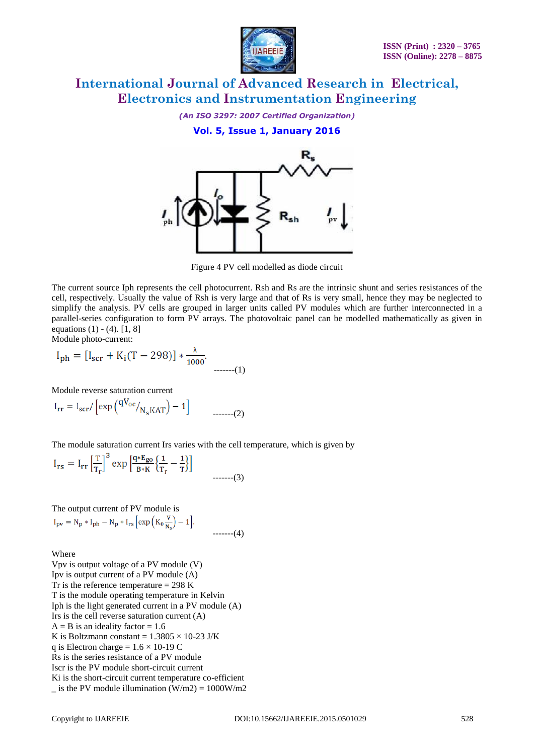Figure 4 PV cell modelled as diode circuit

The current source Iph represents the cell photocurrent. Rsh and Rs are the intrinsic shunt and series resistances of the cell, respectively. Usually the value of Rsh is very large and that of Rs is very small, hence they may be neglected to simplify the analysis. PV cells are grouped in larger units called PV modules which are further interconnected in a parallel-series configuration to form PV arrays. The photovoltaic panel can be modelled mathematically as given in equations (1) - (4). [1, 8]

Module photo-current:

$$I_{ph} = [I_{scr} + K_i(T - 298)] * \frac{\lambda}{1000}. \qquad \text{-------(1)}$$

Module reverse saturation current

$$I_{rr} = I_{scr} / \left[\exp\left({}^{qV_{oc}}/_{N_s KAT}\right) - 1\right] \qquad \text{-------(2)}$$

The module saturation current Irs varies with the cell temperature, which is given by

$$I_{rs} = I_{rr}\left[\frac{T}{T_r}\right]^3 \exp\left[\frac{q * E_{go}}{B * K}\left\{\frac{1}{T_r} - \frac{1}{T}\right\}\right] \qquad \text{-------(3)}$$

The output current of PV module is

$$I_{pv} = N_p * I_{ph} - N_p * I_{rs}\left[\exp\left(K_0 \frac{V}{N_s}\right) - 1\right]. \qquad \text{-------(4)}$$

Where

Vpv is output voltage of a PV module (V)
Ipv is output current of a PV module (A)
Tr is the reference temperature = 298 K
T is the module operating temperature in Kelvin
Iph is the light generated current in a PV module (A)
Irs is the cell reverse saturation current (A)
A = B is an ideality factor = 1.6
K is Boltzmann constant = 1.3805 × 10-23 J/K
q is Electron charge = 1.6 × 10-19 C
Rs is the series resistance of a PV module
Iscr is the PV module short-circuit current
Ki is the short-circuit current temperature co-efficient
_ is the PV module illumination (W/m2) = 1000W/m2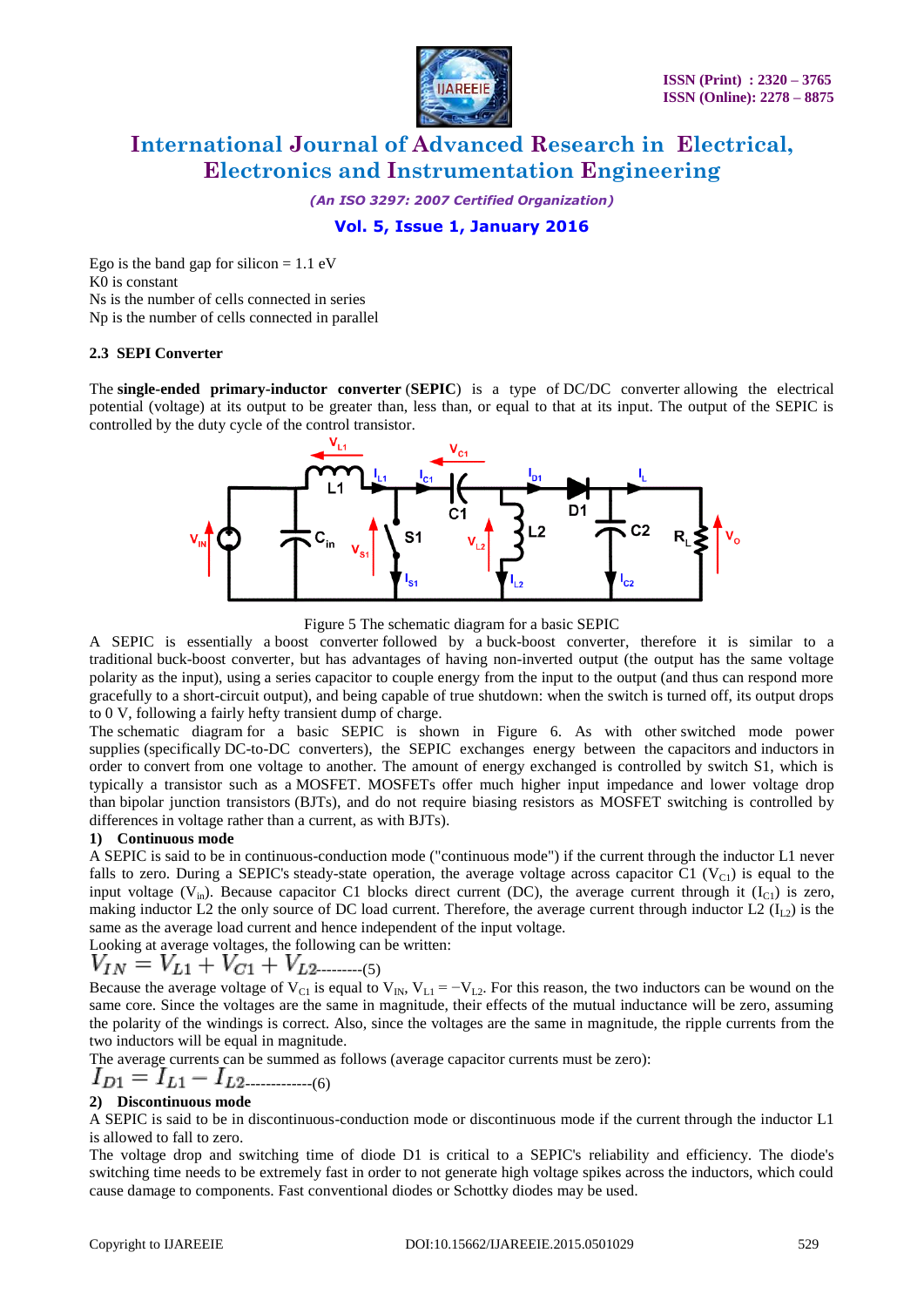Ego is the band gap for silicon = 1.1 eV
K0 is constant
Ns is the number of cells connected in series
Np is the number of cells connected in parallel

### 2.3 SEPI Converter

The **single-ended primary-inductor converter** (**SEPIC**) is a type of DC/DC converter allowing the electrical potential (voltage) at its output to be greater than, less than, or equal to that at its input. The output of the SEPIC is controlled by the duty cycle of the control transistor.

Figure 5 The schematic diagram for a basic SEPIC

A SEPIC is essentially a boost converter followed by a buck-boost converter, therefore it is similar to a traditional buck-boost converter, but has advantages of having non-inverted output (the output has the same voltage polarity as the input), using a series capacitor to couple energy from the input to the output (and thus can respond more gracefully to a short-circuit output), and being capable of true shutdown: when the switch is turned off, its output drops to 0 V, following a fairly hefty transient dump of charge.

The schematic diagram for a basic SEPIC is shown in Figure 6. As with other switched mode power supplies (specifically DC-to-DC converters), the SEPIC exchanges energy between the capacitors and inductors in order to convert from one voltage to another. The amount of energy exchanged is controlled by switch S1, which is typically a transistor such as a MOSFET. MOSFETs offer much higher input impedance and lower voltage drop than bipolar junction transistors (BJTs), and do not require biasing resistors as MOSFET switching is controlled by differences in voltage rather than a current, as with BJTs).

**1) Continuous mode**

A SEPIC is said to be in continuous-conduction mode ("continuous mode") if the current through the inductor L1 never falls to zero. During a SEPIC's steady-state operation, the average voltage across capacitor C1 ($V_{C1}$) is equal to the input voltage ($V_{in}$). Because capacitor C1 blocks direct current (DC), the average current through it ($I_{C1}$) is zero, making inductor L2 the only source of DC load current. Therefore, the average current through inductor L2 ($I_{L2}$) is the same as the average load current and hence independent of the input voltage.

Looking at average voltages, the following can be written:

$$V_{IN} = V_{L1} + V_{C1} + V_{L2} \quad \text{---------(5)}$$

Because the average voltage of $V_{C1}$ is equal to $V_{IN}$, $V_{L1} = -V_{L2}$. For this reason, the two inductors can be wound on the same core. Since the voltages are the same in magnitude, their effects of the mutual inductance will be zero, assuming the polarity of the windings is correct. Also, since the voltages are the same in magnitude, the ripple currents from the two inductors will be equal in magnitude.

The average currents can be summed as follows (average capacitor currents must be zero):

$$I_{D1} = I_{L1} - I_{L2} \quad \text{-------------(6)}$$

**2) Discontinuous mode**

A SEPIC is said to be in discontinuous-conduction mode or discontinuous mode if the current through the inductor L1 is allowed to fall to zero.

The voltage drop and switching time of diode D1 is critical to a SEPIC's reliability and efficiency. The diode's switching time needs to be extremely fast in order to not generate high voltage spikes across the inductors, which could cause damage to components. Fast conventional diodes or Schottky diodes may be used.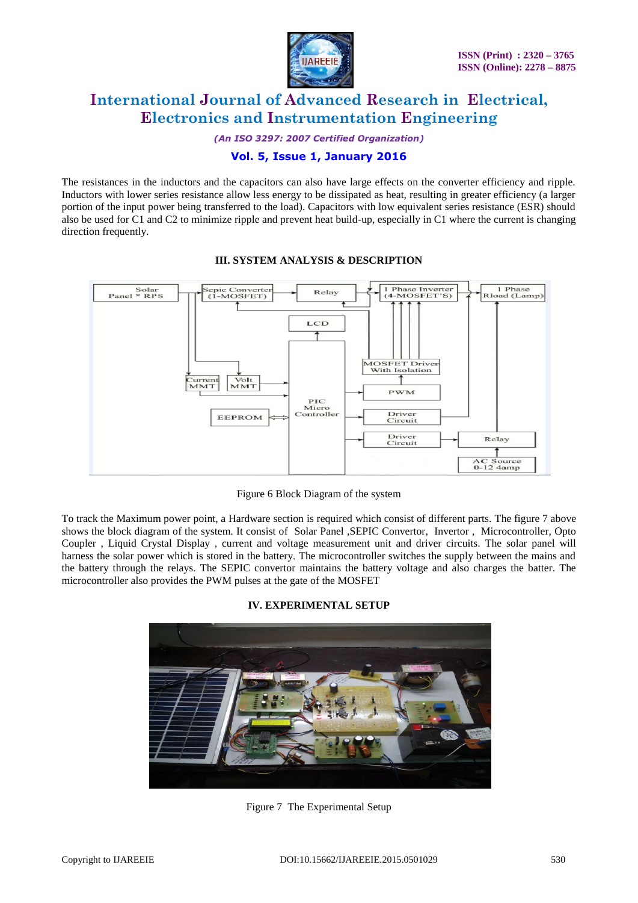The resistances in the inductors and the capacitors can also have large effects on the converter efficiency and ripple. Inductors with lower series resistance allow less energy to be dissipated as heat, resulting in greater efficiency (a larger portion of the input power being transferred to the load). Capacitors with low equivalent series resistance (ESR) should also be used for C1 and C2 to minimize ripple and prevent heat build-up, especially in C1 where the current is changing direction frequently.

## III. SYSTEM ANALYSIS & DESCRIPTION

Solar Panel * RPS

Sepic Converter (1-MOSFET)

Relay

1 Phase Inverter (4-MOSFET'S)

1 Phase Rload (Lamp)

LCD

MOSFET Driver With Isolation

Current MMT

Volt MMT

PWM

PIC Micro Controller

EEPROM

Driver Circuit

Driver Circuit

Relay

AC Source 0-12 4amp

Figure 6 Block Diagram of the system

To track the Maximum power point, a Hardware section is required which consist of different parts. The figure 7 above shows the block diagram of the system. It consist of Solar Panel ,SEPIC Convertor, Invertor , Microcontroller, Opto Coupler , Liquid Crystal Display , current and voltage measurement unit and driver circuits. The solar panel will harness the solar power which is stored in the battery. The microcontroller switches the supply between the mains and the battery through the relays. The SEPIC convertor maintains the battery voltage and also charges the batter. The microcontroller also provides the PWM pulses at the gate of the MOSFET

## IV. EXPERIMENTAL SETUP

Figure 7 The Experimental Setup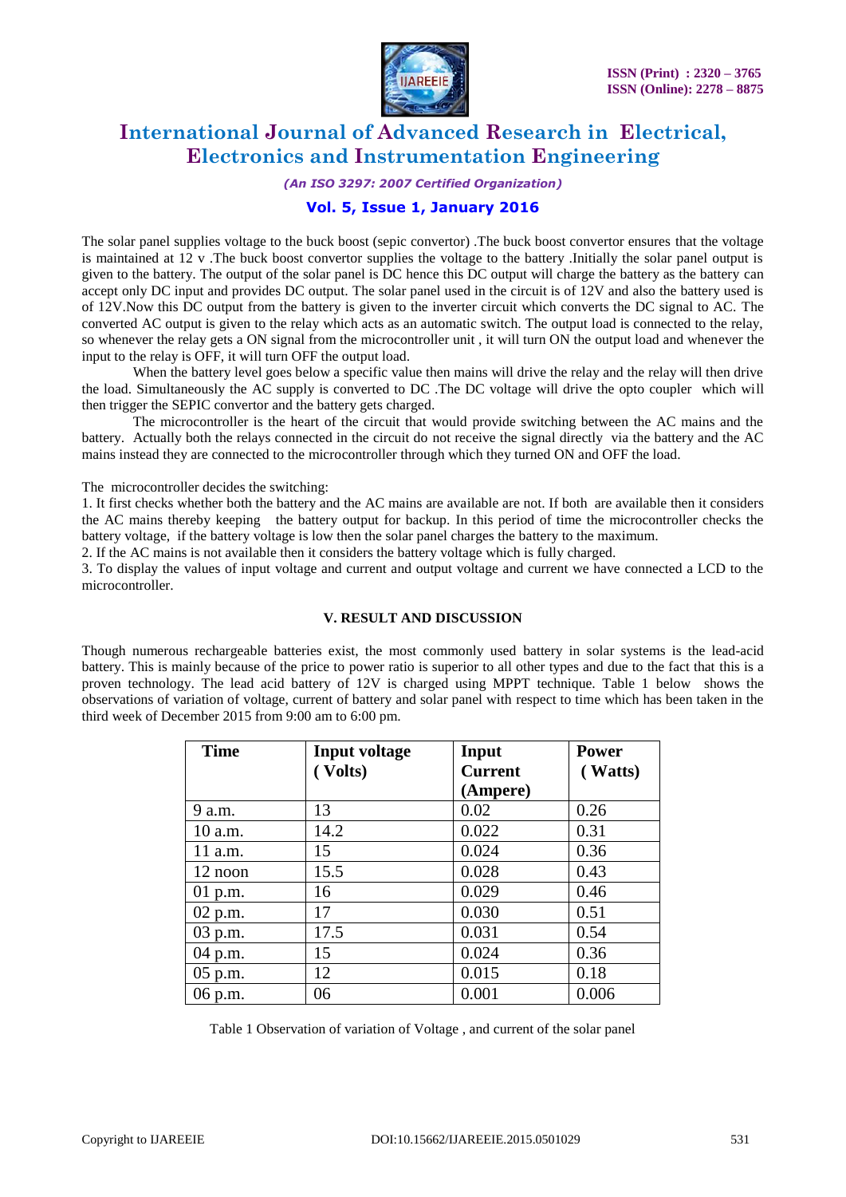The solar panel supplies voltage to the buck boost (sepic convertor) .The buck boost convertor ensures that the voltage is maintained at 12 v .The buck boost convertor supplies the voltage to the battery .Initially the solar panel output is given to the battery. The output of the solar panel is DC hence this DC output will charge the battery as the battery can accept only DC input and provides DC output. The solar panel used in the circuit is of 12V and also the battery used is of 12V.Now this DC output from the battery is given to the inverter circuit which converts the DC signal to AC. The converted AC output is given to the relay which acts as an automatic switch. The output load is connected to the relay, so whenever the relay gets a ON signal from the microcontroller unit , it will turn ON the output load and whenever the input to the relay is OFF, it will turn OFF the output load.

When the battery level goes below a specific value then mains will drive the relay and the relay will then drive the load. Simultaneously the AC supply is converted to DC .The DC voltage will drive the opto coupler which will then trigger the SEPIC convertor and the battery gets charged.

The microcontroller is the heart of the circuit that would provide switching between the AC mains and the battery. Actually both the relays connected in the circuit do not receive the signal directly via the battery and the AC mains instead they are connected to the microcontroller through which they turned ON and OFF the load.

The microcontroller decides the switching:

1. It first checks whether both the battery and the AC mains are available are not. If both are available then it considers the AC mains thereby keeping the battery output for backup. In this period of time the microcontroller checks the battery voltage, if the battery voltage is low then the solar panel charges the battery to the maximum.
2. If the AC mains is not available then it considers the battery voltage which is fully charged.
3. To display the values of input voltage and current and output voltage and current we have connected a LCD to the microcontroller.

## V. RESULT AND DISCUSSION

Though numerous rechargeable batteries exist, the most commonly used battery in solar systems is the lead-acid battery. This is mainly because of the price to power ratio is superior to all other types and due to the fact that this is a proven technology. The lead acid battery of 12V is charged using MPPT technique. Table 1 below shows the observations of variation of voltage, current of battery and solar panel with respect to time which has been taken in the third week of December 2015 from 9:00 am to 6:00 pm.

| Time | Input voltage ( Volts) | Input Current (Ampere) | Power ( Watts) |
|---|---|---|---|
| 9 a.m. | 13 | 0.02 | 0.26 |
| 10 a.m. | 14.2 | 0.022 | 0.31 |
| 11 a.m. | 15 | 0.024 | 0.36 |
| 12 noon | 15.5 | 0.028 | 0.43 |
| 01 p.m. | 16 | 0.029 | 0.46 |
| 02 p.m. | 17 | 0.030 | 0.51 |
| 03 p.m. | 17.5 | 0.031 | 0.54 |
| 04 p.m. | 15 | 0.024 | 0.36 |
| 05 p.m. | 12 | 0.015 | 0.18 |
| 06 p.m. | 06 | 0.001 | 0.006 |

Table 1 Observation of variation of Voltage , and current of the solar panel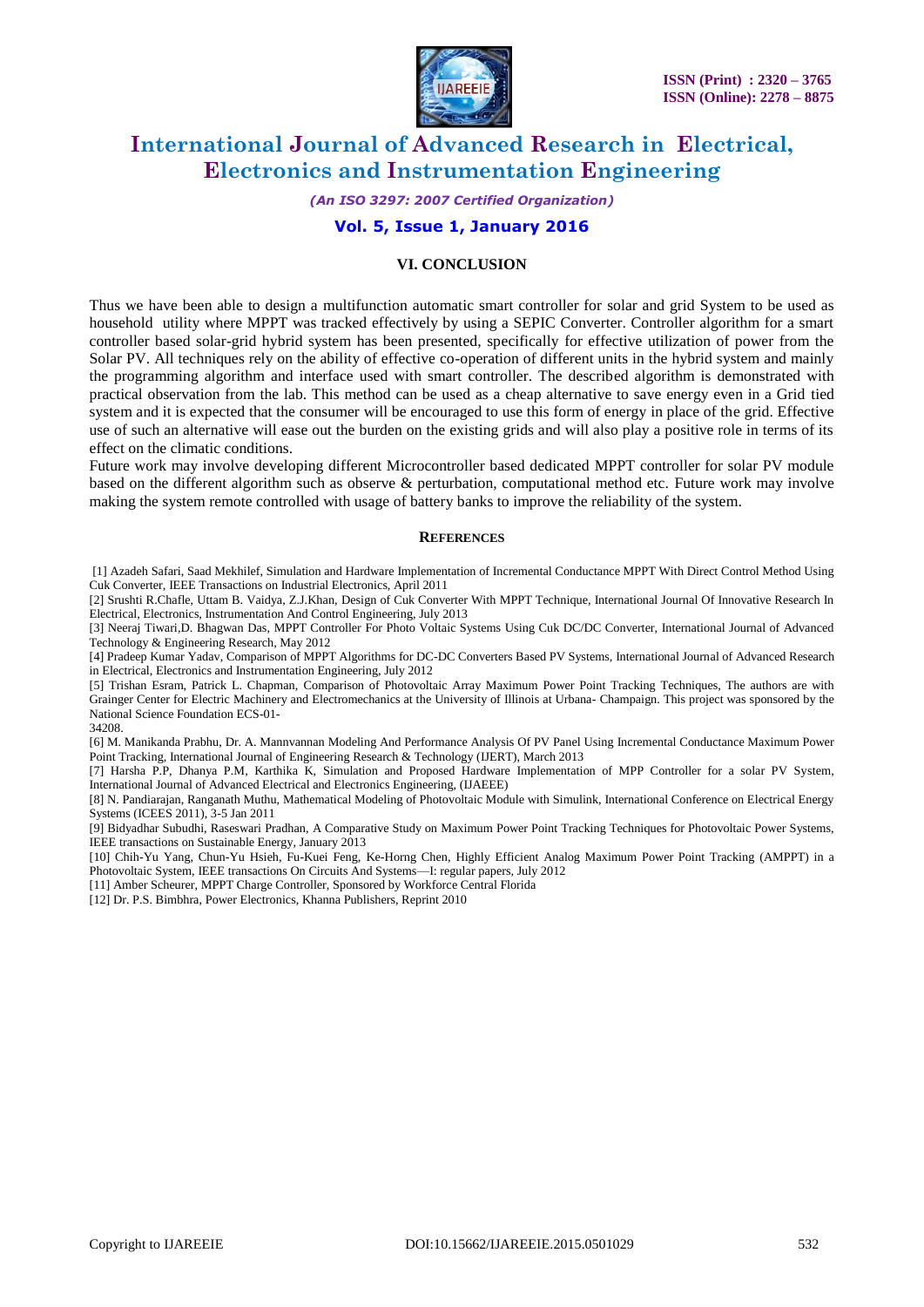## VI. CONCLUSION

Thus we have been able to design a multifunction automatic smart controller for solar and grid System to be used as household utility where MPPT was tracked effectively by using a SEPIC Converter. Controller algorithm for a smart controller based solar-grid hybrid system has been presented, specifically for effective utilization of power from the Solar PV. All techniques rely on the ability of effective co-operation of different units in the hybrid system and mainly the programming algorithm and interface used with smart controller. The described algorithm is demonstrated with practical observation from the lab. This method can be used as a cheap alternative to save energy even in a Grid tied system and it is expected that the consumer will be encouraged to use this form of energy in place of the grid. Effective use of such an alternative will ease out the burden on the existing grids and will also play a positive role in terms of its effect on the climatic conditions.

Future work may involve developing different Microcontroller based dedicated MPPT controller for solar PV module based on the different algorithm such as observe & perturbation, computational method etc. Future work may involve making the system remote controlled with usage of battery banks to improve the reliability of the system.

## REFERENCES

[1] Azadeh Safari, Saad Mekhilef, Simulation and Hardware Implementation of Incremental Conductance MPPT With Direct Control Method Using Cuk Converter, IEEE Transactions on Industrial Electronics, April 2011

[2] Srushti R.Chafle, Uttam B. Vaidya, Z.J.Khan, Design of Cuk Converter With MPPT Technique, International Journal Of Innovative Research In Electrical, Electronics, Instrumentation And Control Engineering, July 2013

[3] Neeraj Tiwari,D. Bhagwan Das, MPPT Controller For Photo Voltaic Systems Using Cuk DC/DC Converter, International Journal of Advanced Technology & Engineering Research, May 2012

[4] Pradeep Kumar Yadav, Comparison of MPPT Algorithms for DC-DC Converters Based PV Systems, International Journal of Advanced Research in Electrical, Electronics and Instrumentation Engineering, July 2012

[5] Trishan Esram, Patrick L. Chapman, Comparison of Photovoltaic Array Maximum Power Point Tracking Techniques, The authors are with Grainger Center for Electric Machinery and Electromechanics at the University of Illinois at Urbana- Champaign. This project was sponsored by the National Science Foundation ECS-01-
34208.

[6] M. Manikanda Prabhu, Dr. A. Mannvannan Modeling And Performance Analysis Of PV Panel Using Incremental Conductance Maximum Power Point Tracking, International Journal of Engineering Research & Technology (IJERT), March 2013

[7] Harsha P.P, Dhanya P.M, Karthika K, Simulation and Proposed Hardware Implementation of MPP Controller for a solar PV System, International Journal of Advanced Electrical and Electronics Engineering, (IJAEEE)

[8] N. Pandiarajan, Ranganath Muthu, Mathematical Modeling of Photovoltaic Module with Simulink, International Conference on Electrical Energy Systems (ICEES 2011), 3-5 Jan 2011

[9] Bidyadhar Subudhi, Raseswari Pradhan, A Comparative Study on Maximum Power Point Tracking Techniques for Photovoltaic Power Systems, IEEE transactions on Sustainable Energy, January 2013

[10] Chih-Yu Yang, Chun-Yu Hsieh, Fu-Kuei Feng, Ke-Horng Chen, Highly Efficient Analog Maximum Power Point Tracking (AMPPT) in a Photovoltaic System, IEEE transactions On Circuits And Systems—I: regular papers, July 2012

[11] Amber Scheurer, MPPT Charge Controller, Sponsored by Workforce Central Florida

[12] Dr. P.S. Bimbhra, Power Electronics, Khanna Publishers, Reprint 2010